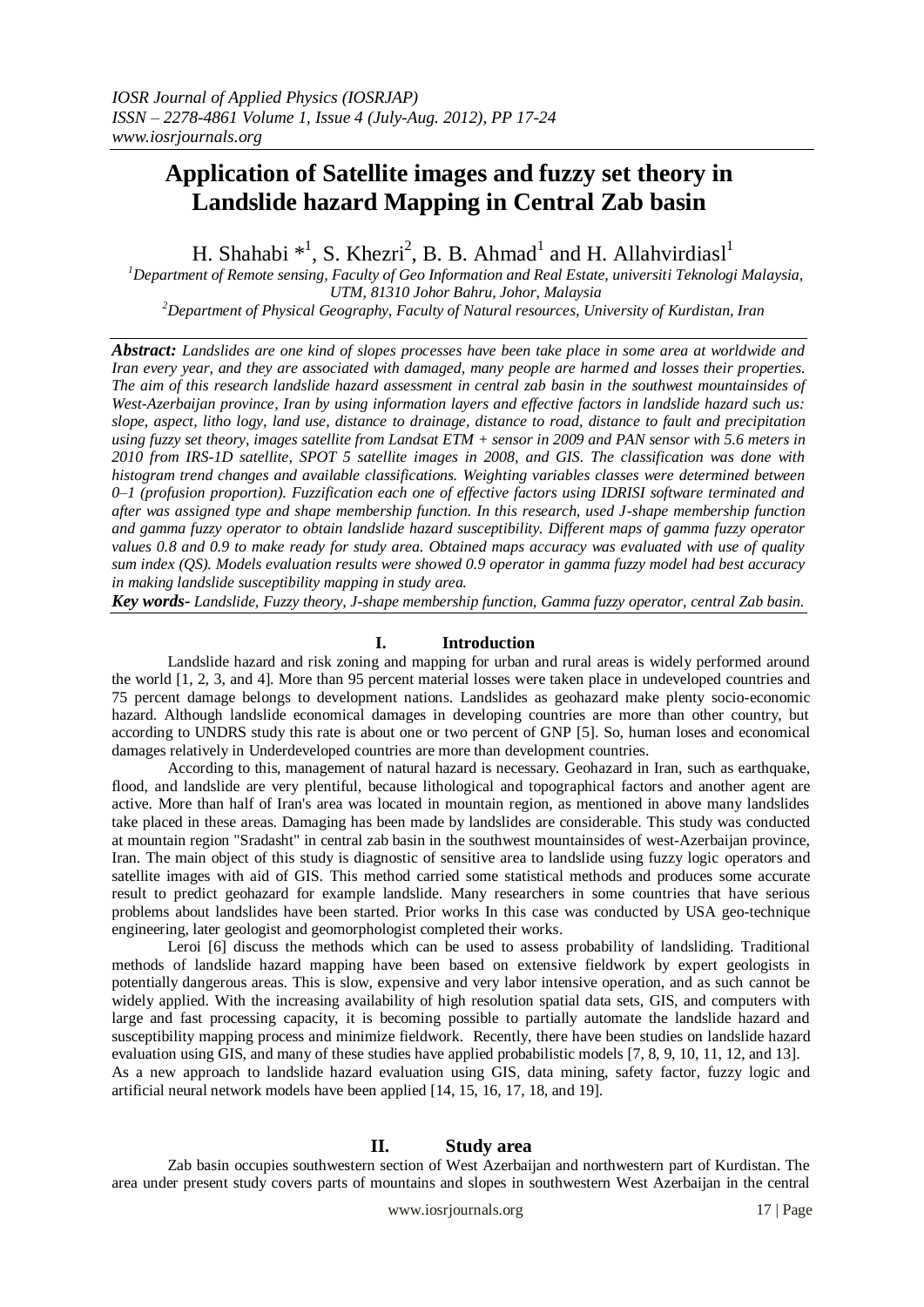# Application of Satellite images and fuzzy set theory in Landslide hazard Mapping in Central Zab basin

H. Shahabi *[1], S. Khezri[2], B. B. Ahmad[1] and H. Allahvirdiasl[1]

[1]Department of Remote sensing, Faculty of Geo Information and Real Estate, universiti Teknologi Malaysia, UTM, 81310 Johor Bahru, Johor, Malaysia

[2]Department of Physical Geography, Faculty of Natural resources, University of Kurdistan, Iran

***Abstract:*** *Landslides are one kind of slopes processes have been take place in some area at worldwide and Iran every year, and they are associated with damaged, many people are harmed and losses their properties. The aim of this research landslide hazard assessment in central zab basin in the southwest mountainsides of West-Azerbaijan province, Iran by using information layers and effective factors in landslide hazard such us: slope, aspect, litho logy, land use, distance to drainage, distance to road, distance to fault and precipitation using fuzzy set theory, images satellite from Landsat ETM + sensor in 2009 and PAN sensor with 5.6 meters in 2010 from IRS-1D satellite, SPOT 5 satellite images in 2008, and GIS. The classification was done with histogram trend changes and available classifications. Weighting variables classes were determined between 0–1 (profusion proportion). Fuzzification each one of effective factors using IDRISI software terminated and after was assigned type and shape membership function. In this research, used J-shape membership function and gamma fuzzy operator to obtain landslide hazard susceptibility. Different maps of gamma fuzzy operator values 0.8 and 0.9 to make ready for study area. Obtained maps accuracy was evaluated with use of quality sum index (QS). Models evaluation results were showed 0.9 operator in gamma fuzzy model had best accuracy in making landslide susceptibility mapping in study area.*

***Key words-*** *Landslide, Fuzzy theory, J-shape membership function, Gamma fuzzy operator, central Zab basin.*

## I. Introduction

Landslide hazard and risk zoning and mapping for urban and rural areas is widely performed around the world [1, 2, 3, and 4]. More than 95 percent material losses were taken place in undeveloped countries and 75 percent damage belongs to development nations. Landslides as geohazard make plenty socio-economic hazard. Although landslide economical damages in developing countries are more than other country, but according to UNDRS study this rate is about one or two percent of GNP [5]. So, human loses and economical damages relatively in Underdeveloped countries are more than development countries.

According to this, management of natural hazard is necessary. Geohazard in Iran, such as earthquake, flood, and landslide are very plentiful, because lithological and topographical factors and another agent are active. More than half of Iran's area was located in mountain region, as mentioned in above many landslides take placed in these areas. Damaging has been made by landslides are considerable. This study was conducted at mountain region "Sradasht" in central zab basin in the southwest mountainsides of west-Azerbaijan province, Iran. The main object of this study is diagnostic of sensitive area to landslide using fuzzy logic operators and satellite images with aid of GIS. This method carried some statistical methods and produces some accurate result to predict geohazard for example landslide. Many researchers in some countries that have serious problems about landslides have been started. Prior works In this case was conducted by USA geo-technique engineering, later geologist and geomorphologist completed their works.

Leroi [6] discuss the methods which can be used to assess probability of landsliding. Traditional methods of landslide hazard mapping have been based on extensive fieldwork by expert geologists in potentially dangerous areas. This is slow, expensive and very labor intensive operation, and as such cannot be widely applied. With the increasing availability of high resolution spatial data sets, GIS, and computers with large and fast processing capacity, it is becoming possible to partially automate the landslide hazard and susceptibility mapping process and minimize fieldwork. Recently, there have been studies on landslide hazard evaluation using GIS, and many of these studies have applied probabilistic models [7, 8, 9, 10, 11, 12, and 13]. As a new approach to landslide hazard evaluation using GIS, data mining, safety factor, fuzzy logic and artificial neural network models have been applied [14, 15, 16, 17, 18, and 19].

## II. Study area

Zab basin occupies southwestern section of West Azerbaijan and northwestern part of Kurdistan. The area under present study covers parts of mountains and slopes in southwestern West Azerbaijan in the central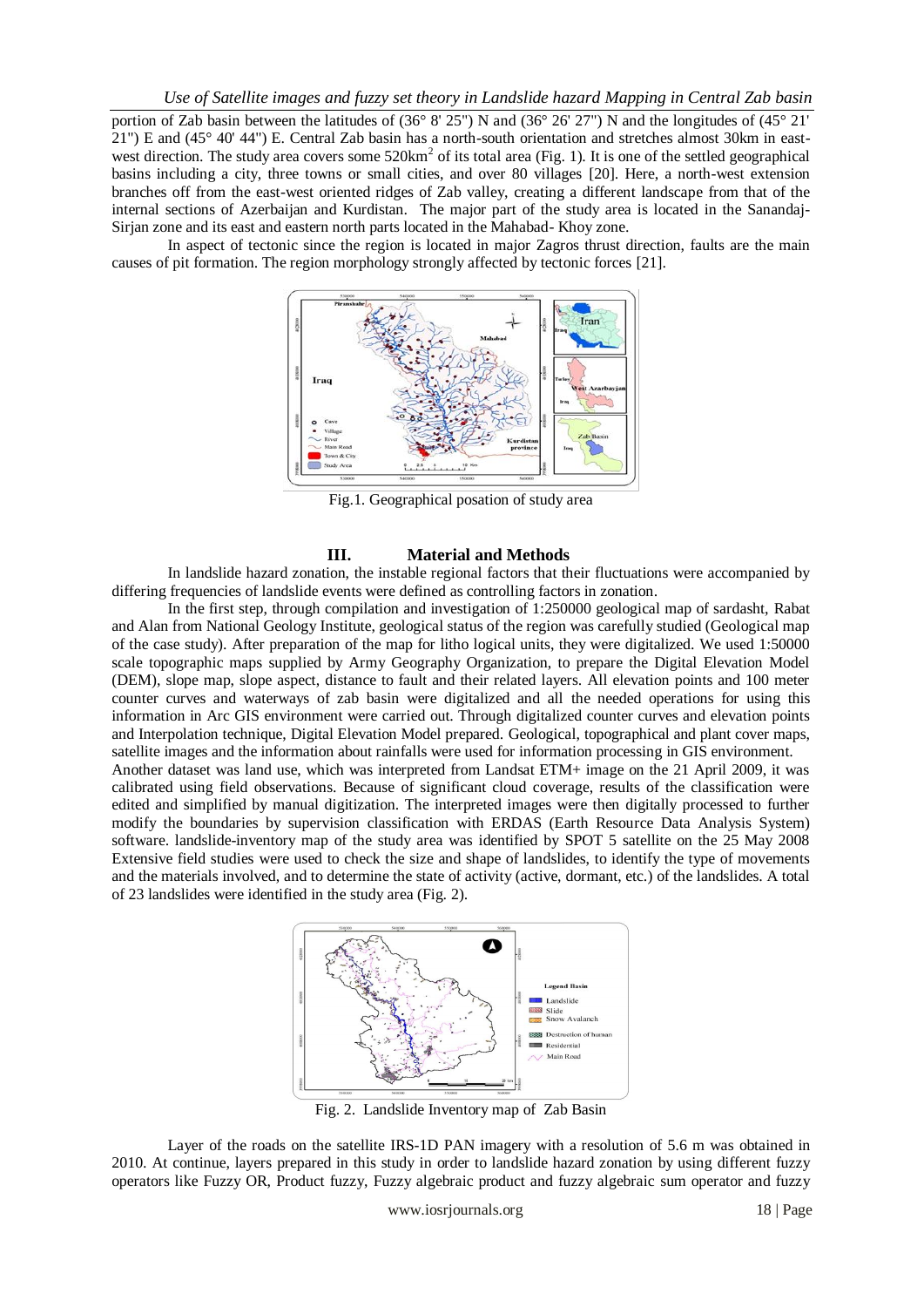portion of Zab basin between the latitudes of (36° 8' 25") N and (36° 26' 27") N and the longitudes of (45° 21' 21") E and (45° 40' 44") E. Central Zab basin has a north-south orientation and stretches almost 30km in east-west direction. The study area covers some 520km$^2$ of its total area (Fig. 1). It is one of the settled geographical basins including a city, three towns or small cities, and over 80 villages [20]. Here, a north-west extension branches off from the east-west oriented ridges of Zab valley, creating a different landscape from that of the internal sections of Azerbaijan and Kurdistan. The major part of the study area is located in the Sanandaj-Sirjan zone and its east and eastern north parts located in the Mahabad- Khoy zone.

In aspect of tectonic since the region is located in major Zagros thrust direction, faults are the main causes of pit formation. The region morphology strongly affected by tectonic forces [21].

Fig.1. Geographical posation of study area

## III. Material and Methods

In landslide hazard zonation, the instable regional factors that their fluctuations were accompanied by differing frequencies of landslide events were defined as controlling factors in zonation.

In the first step, through compilation and investigation of 1:250000 geological map of sardasht, Rabat and Alan from National Geology Institute, geological status of the region was carefully studied (Geological map of the case study). After preparation of the map for litho logical units, they were digitalized. We used 1:50000 scale topographic maps supplied by Army Geography Organization, to prepare the Digital Elevation Model (DEM), slope map, slope aspect, distance to fault and their related layers. All elevation points and 100 meter counter curves and waterways of zab basin were digitalized and all the needed operations for using this information in Arc GIS environment were carried out. Through digitalized counter curves and elevation points and Interpolation technique, Digital Elevation Model prepared. Geological, topographical and plant cover maps, satellite images and the information about rainfalls were used for information processing in GIS environment.

Another dataset was land use, which was interpreted from Landsat ETM+ image on the 21 April 2009, it was calibrated using field observations. Because of significant cloud coverage, results of the classification were edited and simplified by manual digitization. The interpreted images were then digitally processed to further modify the boundaries by supervision classification with ERDAS (Earth Resource Data Analysis System) software. landslide-inventory map of the study area was identified by SPOT 5 satellite on the 25 May 2008 Extensive field studies were used to check the size and shape of landslides, to identify the type of movements and the materials involved, and to determine the state of activity (active, dormant, etc.) of the landslides. A total of 23 landslides were identified in the study area (Fig. 2).

Fig. 2. Landslide Inventory map of Zab Basin

Layer of the roads on the satellite IRS-1D PAN imagery with a resolution of 5.6 m was obtained in 2010. At continue, layers prepared in this study in order to landslide hazard zonation by using different fuzzy operators like Fuzzy OR, Product fuzzy, Fuzzy algebraic product and fuzzy algebraic sum operator and fuzzy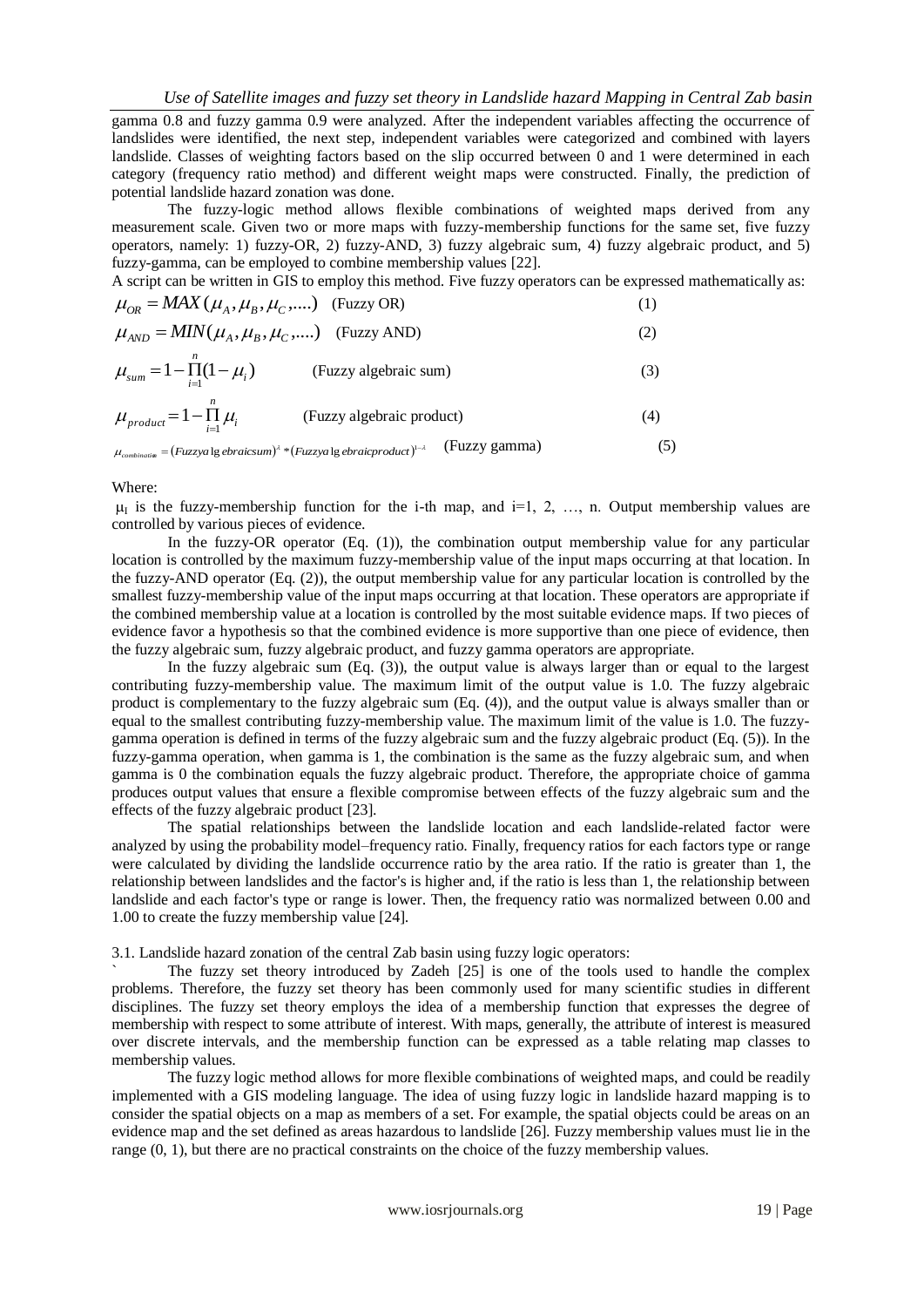gamma 0.8 and fuzzy gamma 0.9 were analyzed. After the independent variables affecting the occurrence of landslides were identified, the next step, independent variables were categorized and combined with layers landslide. Classes of weighting factors based on the slip occurred between 0 and 1 were determined in each category (frequency ratio method) and different weight maps were constructed. Finally, the prediction of potential landslide hazard zonation was done.

The fuzzy-logic method allows flexible combinations of weighted maps derived from any measurement scale. Given two or more maps with fuzzy-membership functions for the same set, five fuzzy operators, namely: 1) fuzzy-OR, 2) fuzzy-AND, 3) fuzzy algebraic sum, 4) fuzzy algebraic product, and 5) fuzzy-gamma, can be employed to combine membership values [22].

A script can be written in GIS to employ this method. Five fuzzy operators can be expressed mathematically as:

$$\mu_{OR} = MAX(\mu_A, \mu_B, \mu_C, ....) \quad \text{(Fuzzy OR)} \tag{1}$$

$$\mu_{AND} = MIN(\mu_A, \mu_B, \mu_C, ....) \quad \text{(Fuzzy AND)} \tag{2}$$

$$\mu_{sum} = 1 - \prod_{i=1}^{n}(1 - \mu_i) \quad \text{(Fuzzy algebraic sum)} \tag{3}$$

$$\mu_{product} = 1 - \prod_{i=1}^{n}\mu_i \quad \text{(Fuzzy algebraic product)} \tag{4}$$

$$\mu_{combination} = (Fuzzy\,algebraic\,sum)^{\lambda} * (Fuzzy\,algebraic\,product)^{1-\lambda} \quad \text{(Fuzzy gamma)} \tag{5}$$

Where:

$\mu_I$ is the fuzzy-membership function for the i-th map, and i=1, 2, …, n. Output membership values are controlled by various pieces of evidence.

In the fuzzy-OR operator (Eq. (1)), the combination output membership value for any particular location is controlled by the maximum fuzzy-membership value of the input maps occurring at that location. In the fuzzy-AND operator (Eq. (2)), the output membership value for any particular location is controlled by the smallest fuzzy-membership value of the input maps occurring at that location. These operators are appropriate if the combined membership value at a location is controlled by the most suitable evidence maps. If two pieces of evidence favor a hypothesis so that the combined evidence is more supportive than one piece of evidence, then the fuzzy algebraic sum, fuzzy algebraic product, and fuzzy gamma operators are appropriate.

In the fuzzy algebraic sum (Eq. (3)), the output value is always larger than or equal to the largest contributing fuzzy-membership value. The maximum limit of the output value is 1.0. The fuzzy algebraic product is complementary to the fuzzy algebraic sum (Eq. (4)), and the output value is always smaller than or equal to the smallest contributing fuzzy-membership value. The maximum limit of the value is 1.0. The fuzzy-gamma operation is defined in terms of the fuzzy algebraic sum and the fuzzy algebraic product (Eq. (5)). In the fuzzy-gamma operation, when gamma is 1, the combination is the same as the fuzzy algebraic sum, and when gamma is 0 the combination equals the fuzzy algebraic product. Therefore, the appropriate choice of gamma produces output values that ensure a flexible compromise between effects of the fuzzy algebraic sum and the effects of the fuzzy algebraic product [23].

The spatial relationships between the landslide location and each landslide-related factor were analyzed by using the probability model–frequency ratio. Finally, frequency ratios for each factors type or range were calculated by dividing the landslide occurrence ratio by the area ratio. If the ratio is greater than 1, the relationship between landslides and the factor's is higher and, if the ratio is less than 1, the relationship between landslide and each factor's type or range is lower. Then, the frequency ratio was normalized between 0.00 and 1.00 to create the fuzzy membership value [24].

3.1. Landslide hazard zonation of the central Zab basin using fuzzy logic operators:

` The fuzzy set theory introduced by Zadeh [25] is one of the tools used to handle the complex problems. Therefore, the fuzzy set theory has been commonly used for many scientific studies in different disciplines. The fuzzy set theory employs the idea of a membership function that expresses the degree of membership with respect to some attribute of interest. With maps, generally, the attribute of interest is measured over discrete intervals, and the membership function can be expressed as a table relating map classes to membership values.

The fuzzy logic method allows for more flexible combinations of weighted maps, and could be readily implemented with a GIS modeling language. The idea of using fuzzy logic in landslide hazard mapping is to consider the spatial objects on a map as members of a set. For example, the spatial objects could be areas on an evidence map and the set defined as areas hazardous to landslide [26]. Fuzzy membership values must lie in the range (0, 1), but there are no practical constraints on the choice of the fuzzy membership values.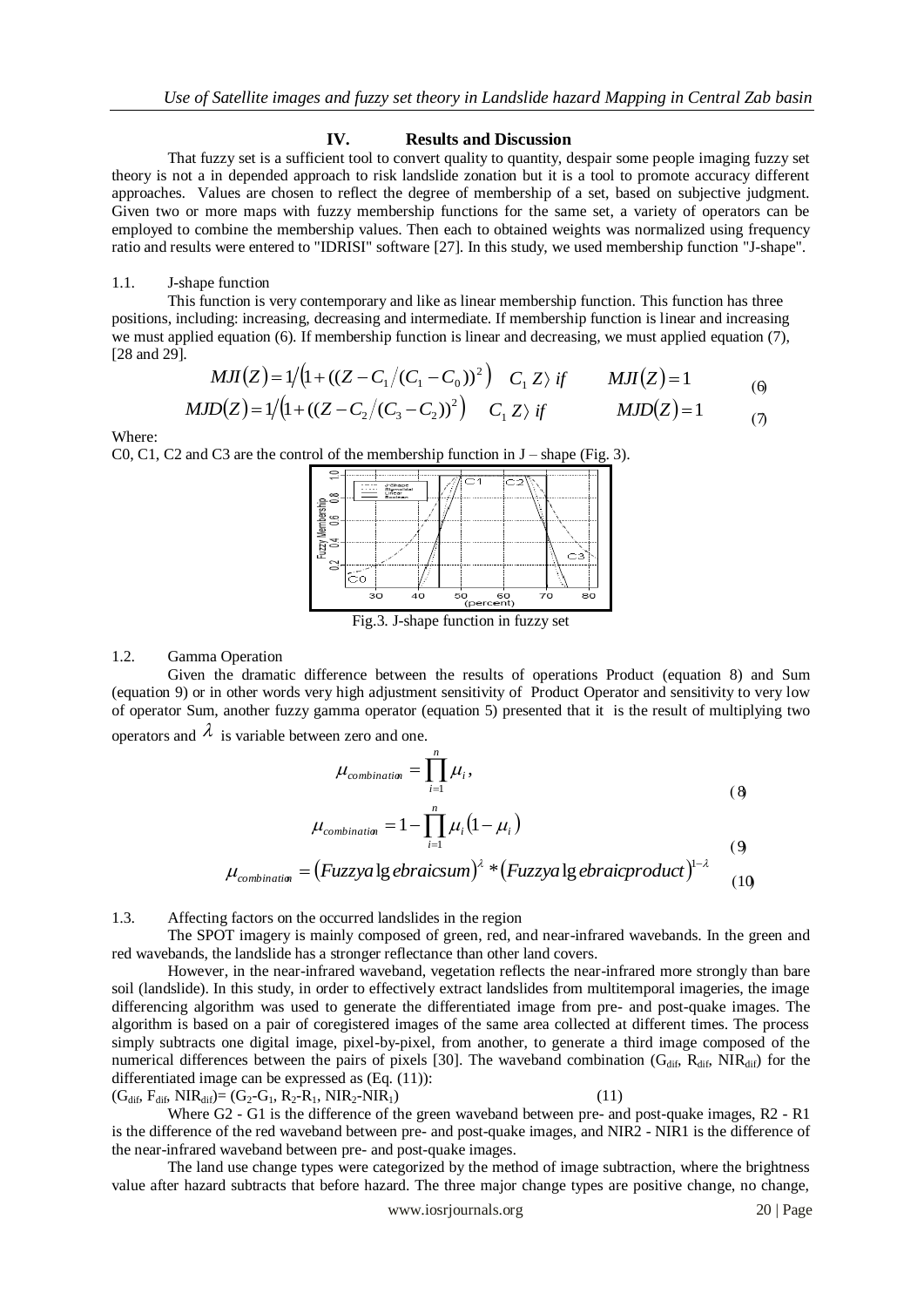## IV. Results and Discussion

That fuzzy set is a sufficient tool to convert quality to quantity, despair some people imaging fuzzy set theory is not a in depended approach to risk landslide zonation but it is a tool to promote accuracy different approaches. Values are chosen to reflect the degree of membership of a set, based on subjective judgment. Given two or more maps with fuzzy membership functions for the same set, a variety of operators can be employed to combine the membership values. Then each to obtained weights was normalized using frequency ratio and results were entered to "IDRISI" software [27]. In this study, we used membership function "J-shape".

### 1.1. J-shape function

This function is very contemporary and like as linear membership function. This function has three positions, including: increasing, decreasing and intermediate. If membership function is linear and increasing we must applied equation (6). If membership function is linear and decreasing, we must applied equation (7), [28 and 29].

$$MJI(Z) = 1/\left(1 + ((Z - C_1/(C_1 - C_0))^2\right) \quad C_1\, Z\rangle \; if \qquad MJI(Z) = 1 \tag{6}$$

$$MJD(Z) = 1/\left(1 + ((Z - C_2/(C_3 - C_2))^2\right) \quad C_1\, Z\rangle \; if \qquad MJD(Z) = 1 \tag{7}$$

Where:

C0, C1, C2 and C3 are the control of the membership function in J – shape (Fig. 3).

Fig.3. J-shape function in fuzzy set

### 1.2. Gamma Operation

Given the dramatic difference between the results of operations Product (equation 8) and Sum (equation 9) or in other words very high adjustment sensitivity of Product Operator and sensitivity to very low of operator Sum, another fuzzy gamma operator (equation 5) presented that it is the result of multiplying two operators and $\lambda$ is variable between zero and one.

$$\mu_{combination} = \prod_{i=1}^{n} \mu_i, \tag{8}$$

$$\mu_{combination} = 1 - \prod_{i=1}^{n} \mu_i (1 - \mu_i) \tag{9}$$

$$\mu_{combination} = (Fuzzy\,algebraic\,sum)^{\lambda} * (Fuzzy\,algebraic\,product)^{1-\lambda} \tag{10}$$

### 1.3. Affecting factors on the occurred landslides in the region

The SPOT imagery is mainly composed of green, red, and near-infrared wavebands. In the green and red wavebands, the landslide has a stronger reflectance than other land covers.

However, in the near-infrared waveband, vegetation reflects the near-infrared more strongly than bare soil (landslide). In this study, in order to effectively extract landslides from multitemporal imageries, the image differencing algorithm was used to generate the differentiated image from pre- and post-quake images. The algorithm is based on a pair of coregistered images of the same area collected at different times. The process simply subtracts one digital image, pixel-by-pixel, from another, to generate a third image composed of the numerical differences between the pairs of pixels [30]. The waveband combination ($G_{dif}$, $R_{dif}$, $NIR_{dif}$) for the differentiated image can be expressed as (Eq. (11)):

$$(G_{dif}, F_{dif}, NIR_{dif}) = (G_2 - G_1, R_2 - R_1, NIR_2 - NIR_1) \tag{11}$$

Where G2 - G1 is the difference of the green waveband between pre- and post-quake images, R2 - R1 is the difference of the red waveband between pre- and post-quake images, and NIR2 - NIR1 is the difference of the near-infrared waveband between pre- and post-quake images.

The land use change types were categorized by the method of image subtraction, where the brightness value after hazard subtracts that before hazard. The three major change types are positive change, no change,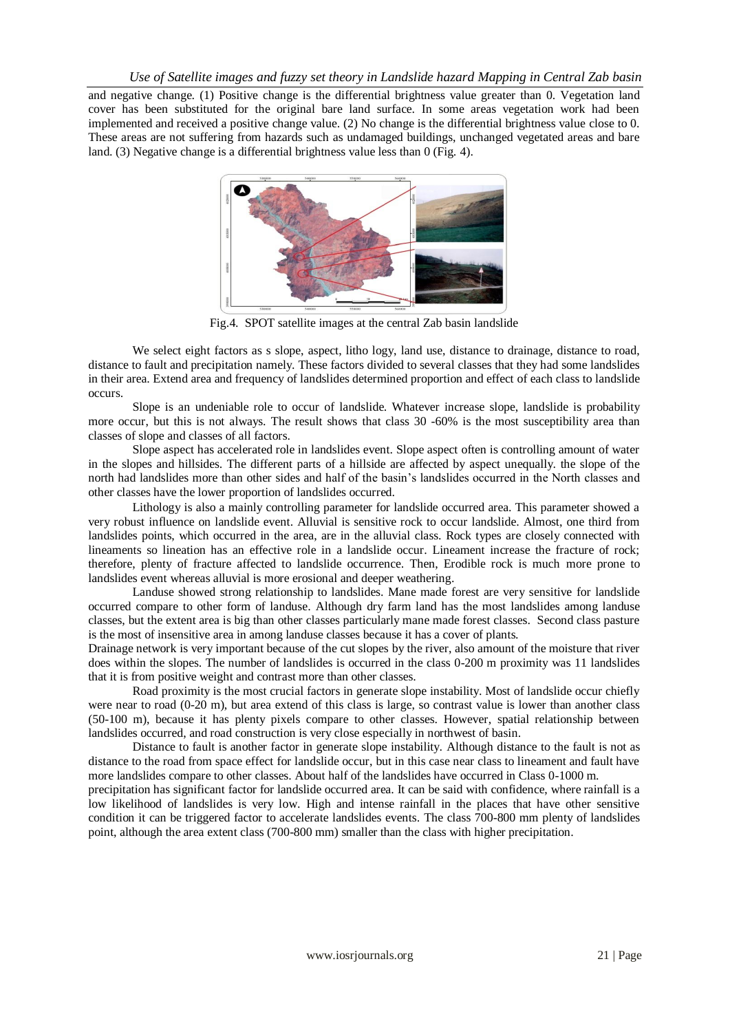and negative change. (1) Positive change is the differential brightness value greater than 0. Vegetation land cover has been substituted for the original bare land surface. In some areas vegetation work had been implemented and received a positive change value. (2) No change is the differential brightness value close to 0. These areas are not suffering from hazards such as undamaged buildings, unchanged vegetated areas and bare land. (3) Negative change is a differential brightness value less than 0 (Fig. 4).

Fig.4. SPOT satellite images at the central Zab basin landslide

We select eight factors as s slope, aspect, litho logy, land use, distance to drainage, distance to road, distance to fault and precipitation namely. These factors divided to several classes that they had some landslides in their area. Extend area and frequency of landslides determined proportion and effect of each class to landslide occurs.

Slope is an undeniable role to occur of landslide. Whatever increase slope, landslide is probability more occur, but this is not always. The result shows that class 30 -60% is the most susceptibility area than classes of slope and classes of all factors.

Slope aspect has accelerated role in landslides event. Slope aspect often is controlling amount of water in the slopes and hillsides. The different parts of a hillside are affected by aspect unequally. the slope of the north had landslides more than other sides and half of the basin's landslides occurred in the North classes and other classes have the lower proportion of landslides occurred.

Lithology is also a mainly controlling parameter for landslide occurred area. This parameter showed a very robust influence on landslide event. Alluvial is sensitive rock to occur landslide. Almost, one third from landslides points, which occurred in the area, are in the alluvial class. Rock types are closely connected with lineaments so lineation has an effective role in a landslide occur. Lineament increase the fracture of rock; therefore, plenty of fracture affected to landslide occurrence. Then, Erodible rock is much more prone to landslides event whereas alluvial is more erosional and deeper weathering.

Landuse showed strong relationship to landslides. Mane made forest are very sensitive for landslide occurred compare to other form of landuse. Although dry farm land has the most landslides among landuse classes, but the extent area is big than other classes particularly mane made forest classes. Second class pasture is the most of insensitive area in among landuse classes because it has a cover of plants.

Drainage network is very important because of the cut slopes by the river, also amount of the moisture that river does within the slopes. The number of landslides is occurred in the class 0-200 m proximity was 11 landslides that it is from positive weight and contrast more than other classes.

Road proximity is the most crucial factors in generate slope instability. Most of landslide occur chiefly were near to road (0-20 m), but area extend of this class is large, so contrast value is lower than another class (50-100 m), because it has plenty pixels compare to other classes. However, spatial relationship between landslides occurred, and road construction is very close especially in northwest of basin.

Distance to fault is another factor in generate slope instability. Although distance to the fault is not as distance to the road from space effect for landslide occur, but in this case near class to lineament and fault have more landslides compare to other classes. About half of the landslides have occurred in Class 0-1000 m.

precipitation has significant factor for landslide occurred area. It can be said with confidence, where rainfall is a low likelihood of landslides is very low. High and intense rainfall in the places that have other sensitive condition it can be triggered factor to accelerate landslides events. The class 700-800 mm plenty of landslides point, although the area extent class (700-800 mm) smaller than the class with higher precipitation.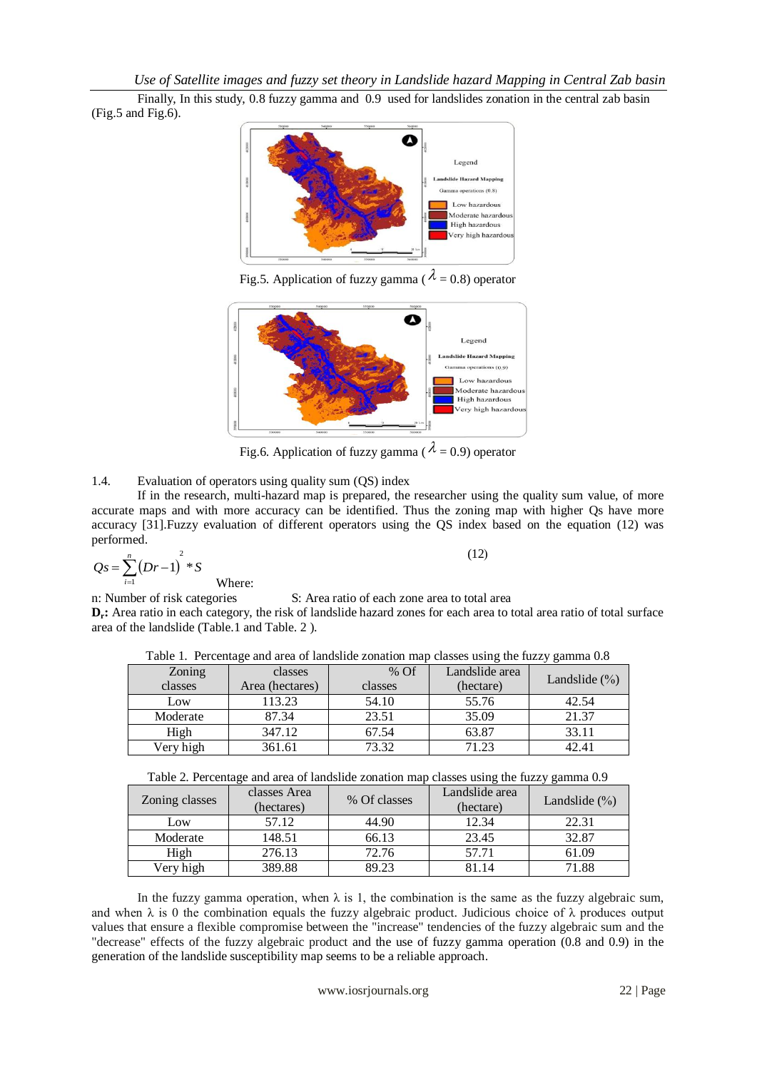Finally, In this study, 0.8 fuzzy gamma and 0.9 used for landslides zonation in the central zab basin (Fig.5 and Fig.6).

Fig.5. Application of fuzzy gamma ( $\lambda$ = 0.8) operator

Fig.6. Application of fuzzy gamma ( $\lambda$ = 0.9) operator

1.4. Evaluation of operators using quality sum (QS) index

If in the research, multi-hazard map is prepared, the researcher using the quality sum value, of more accurate maps and with more accuracy can be identified. Thus the zoning map with higher Qs have more accuracy [31].Fuzzy evaluation of different operators using the QS index based on the equation (12) was performed.

$$Qs = \sum_{i=1}^{n} (Dr - 1)^2 * S \tag{12}$$

Where:

n: Number of risk categories   S: Area ratio of each zone area to total area

**$D_r$:** Area ratio in each category, the risk of landslide hazard zones for each area to total area ratio of total surface area of the landslide (Table.1 and Table. 2 ).

Table 1. Percentage and area of landslide zonation map classes using the fuzzy gamma 0.8

| Zoning classes | classes Area (hectares) | % Of classes | Landslide area (hectare) | Landslide (%) |
|---|---|---|---|---|
| Low | 113.23 | 54.10 | 55.76 | 42.54 |
| Moderate | 87.34 | 23.51 | 35.09 | 21.37 |
| High | 347.12 | 67.54 | 63.87 | 33.11 |
| Very high | 361.61 | 73.32 | 71.23 | 42.41 |

Table 2. Percentage and area of landslide zonation map classes using the fuzzy gamma 0.9

| Zoning classes | classes Area (hectares) | % Of classes | Landslide area (hectare) | Landslide (%) |
|---|---|---|---|---|
| Low | 57.12 | 44.90 | 12.34 | 22.31 |
| Moderate | 148.51 | 66.13 | 23.45 | 32.87 |
| High | 276.13 | 72.76 | 57.71 | 61.09 |
| Very high | 389.88 | 89.23 | 81.14 | 71.88 |

In the fuzzy gamma operation, when λ is 1, the combination is the same as the fuzzy algebraic sum, and when λ is 0 the combination equals the fuzzy algebraic product. Judicious choice of λ produces output values that ensure a flexible compromise between the "increase" tendencies of the fuzzy algebraic sum and the "decrease" effects of the fuzzy algebraic product and the use of fuzzy gamma operation (0.8 and 0.9) in the generation of the landslide susceptibility map seems to be a reliable approach.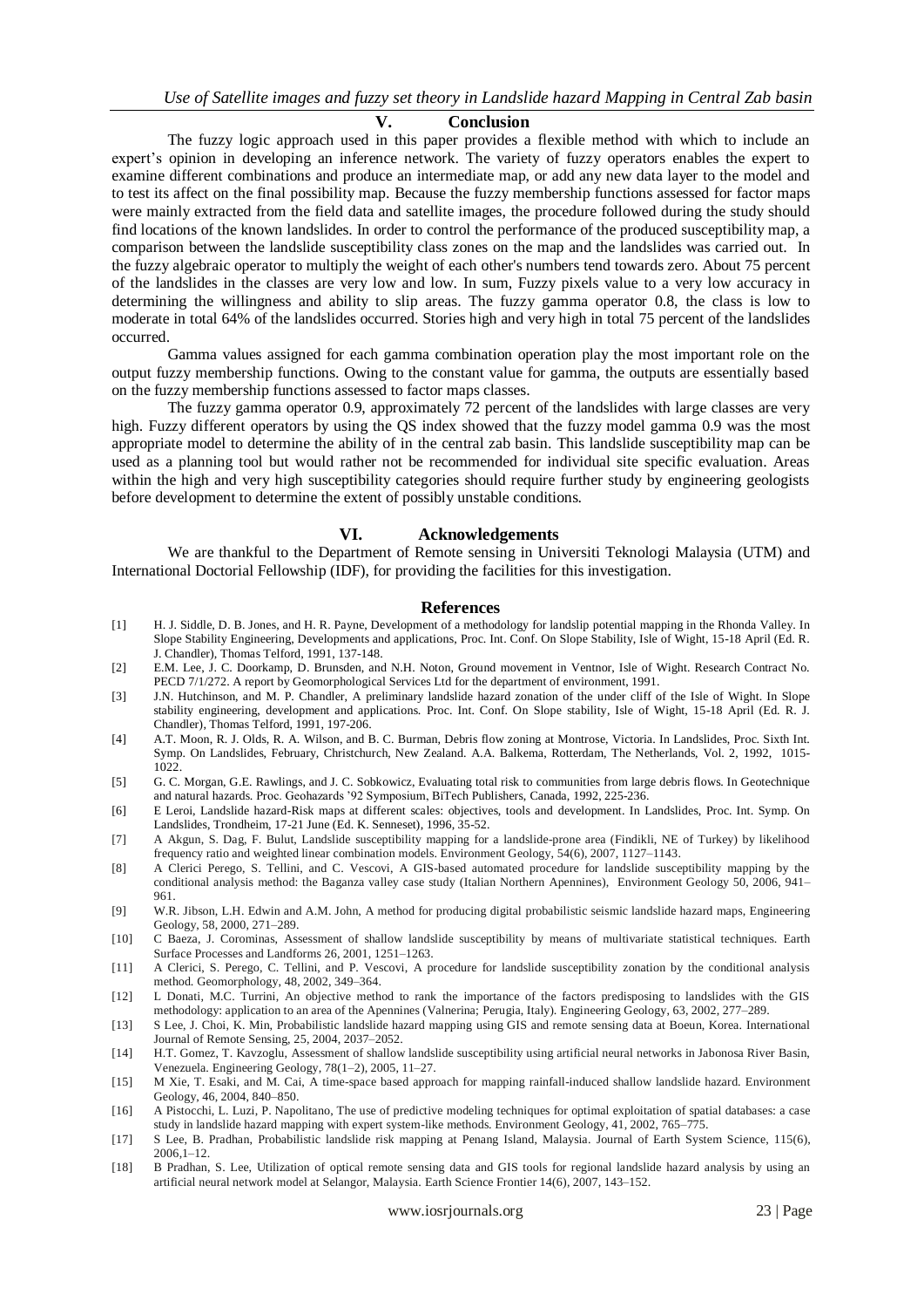## V. Conclusion

The fuzzy logic approach used in this paper provides a flexible method with which to include an expert's opinion in developing an inference network. The variety of fuzzy operators enables the expert to examine different combinations and produce an intermediate map, or add any new data layer to the model and to test its affect on the final possibility map. Because the fuzzy membership functions assessed for factor maps were mainly extracted from the field data and satellite images, the procedure followed during the study should find locations of the known landslides. In order to control the performance of the produced susceptibility map, a comparison between the landslide susceptibility class zones on the map and the landslides was carried out. In the fuzzy algebraic operator to multiply the weight of each other's numbers tend towards zero. About 75 percent of the landslides in the classes are very low and low. In sum, Fuzzy pixels value to a very low accuracy in determining the willingness and ability to slip areas. The fuzzy gamma operator 0.8, the class is low to moderate in total 64% of the landslides occurred. Stories high and very high in total 75 percent of the landslides occurred.

Gamma values assigned for each gamma combination operation play the most important role on the output fuzzy membership functions. Owing to the constant value for gamma, the outputs are essentially based on the fuzzy membership functions assessed to factor maps classes.

The fuzzy gamma operator 0.9, approximately 72 percent of the landslides with large classes are very high. Fuzzy different operators by using the QS index showed that the fuzzy model gamma 0.9 was the most appropriate model to determine the ability of in the central zab basin. This landslide susceptibility map can be used as a planning tool but would rather not be recommended for individual site specific evaluation. Areas within the high and very high susceptibility categories should require further study by engineering geologists before development to determine the extent of possibly unstable conditions.

## VI. Acknowledgements

We are thankful to the Department of Remote sensing in Universiti Teknologi Malaysia (UTM) and International Doctorial Fellowship (IDF), for providing the facilities for this investigation.

## References

[1] H. J. Siddle, D. B. Jones, and H. R. Payne, Development of a methodology for landslip potential mapping in the Rhonda Valley. In Slope Stability Engineering, Developments and applications, Proc. Int. Conf. On Slope Stability, Isle of Wight, 15-18 April (Ed. R. J. Chandler), Thomas Telford, 1991, 137-148.

[2] E.M. Lee, J. C. Doorkamp, D. Brunsden, and N.H. Noton, Ground movement in Ventnor, Isle of Wight. Research Contract No. PECD 7/1/272. A report by Geomorphological Services Ltd for the department of environment, 1991.

[3] J.N. Hutchinson, and M. P. Chandler, A preliminary landslide hazard zonation of the under cliff of the Isle of Wight. In Slope stability engineering, development and applications. Proc. Int. Conf. On Slope stability, Isle of Wight, 15-18 April (Ed. R. J. Chandler), Thomas Telford, 1991, 197-206.

[4] A.T. Moon, R. J. Olds, R. A. Wilson, and B. C. Burman, Debris flow zoning at Montrose, Victoria. In Landslides, Proc. Sixth Int. Symp. On Landslides, February, Christchurch, New Zealand. A.A. Balkema, Rotterdam, The Netherlands, Vol. 2, 1992, 1015-1022.

[5] G. C. Morgan, G.E. Rawlings, and J. C. Sobkowicz, Evaluating total risk to communities from large debris flows. In Geotechnique and natural hazards. Proc. Geohazards '92 Symposium, BiTech Publishers, Canada, 1992, 225-236.

[6] E Leroi, Landslide hazard-Risk maps at different scales: objectives, tools and development. In Landslides, Proc. Int. Symp. On Landslides, Trondheim, 17-21 June (Ed. K. Senneset), 1996, 35-52.

[7] A Akgun, S. Dag, F. Bulut, Landslide susceptibility mapping for a landslide-prone area (Findikli, NE of Turkey) by likelihood frequency ratio and weighted linear combination models. Environment Geology, 54(6), 2007, 1127–1143.

[8] A Clerici Perego, S. Tellini, and C. Vescovi, A GIS-based automated procedure for landslide susceptibility mapping by the conditional analysis method: the Baganza valley case study (Italian Northern Apennines), Environment Geology 50, 2006, 941–961.

[9] W.R. Jibson, L.H. Edwin and A.M. John, A method for producing digital probabilistic seismic landslide hazard maps, Engineering Geology, 58, 2000, 271–289.

[10] C Baeza, J. Corominas, Assessment of shallow landslide susceptibility by means of multivariate statistical techniques. Earth Surface Processes and Landforms 26, 2001, 1251–1263.

[11] A Clerici, S. Perego, C. Tellini, and P. Vescovi, A procedure for landslide susceptibility zonation by the conditional analysis method. Geomorphology, 48, 2002, 349–364.

[12] L Donati, M.C. Turrini, An objective method to rank the importance of the factors predisposing to landslides with the GIS methodology: application to an area of the Apennines (Valnerina; Perugia, Italy). Engineering Geology, 63, 2002, 277–289.

[13] S Lee, J. Choi, K. Min, Probabilistic landslide hazard mapping using GIS and remote sensing data at Boeun, Korea. International Journal of Remote Sensing, 25, 2004, 2037–2052.

[14] H.T. Gomez, T. Kavzoglu, Assessment of shallow landslide susceptibility using artificial neural networks in Jabonosa River Basin, Venezuela. Engineering Geology, 78(1–2), 2005, 11–27.

[15] M Xie, T. Esaki, and M. Cai, A time-space based approach for mapping rainfall-induced shallow landslide hazard. Environment Geology, 46, 2004, 840–850.

[16] A Pistocchi, L. Luzi, P. Napolitano, The use of predictive modeling techniques for optimal exploitation of spatial databases: a case study in landslide hazard mapping with expert system-like methods. Environment Geology, 41, 2002, 765–775.

[17] S Lee, B. Pradhan, Probabilistic landslide risk mapping at Penang Island, Malaysia. Journal of Earth System Science, 115(6), 2006,1–12.

[18] B Pradhan, S. Lee, Utilization of optical remote sensing data and GIS tools for regional landslide hazard analysis by using an artificial neural network model at Selangor, Malaysia. Earth Science Frontier 14(6), 2007, 143–152.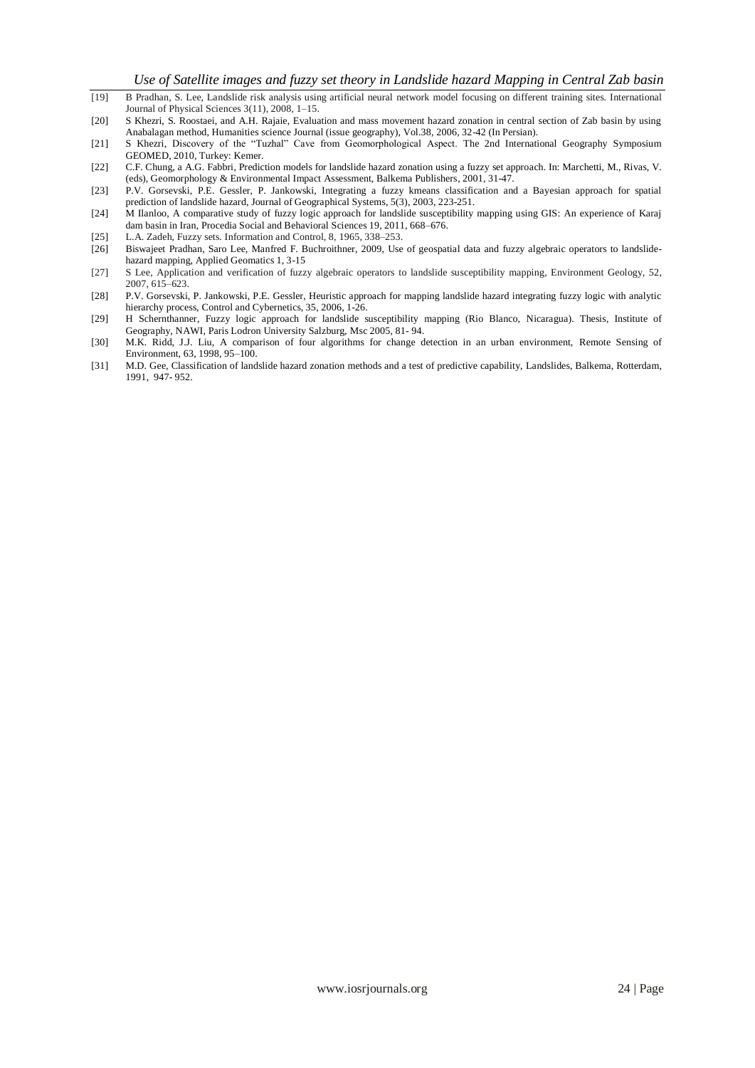[19] B Pradhan, S. Lee, Landslide risk analysis using artificial neural network model focusing on different training sites. International Journal of Physical Sciences 3(11), 2008, 1–15.

[20] S Khezri, S. Roostaei, and A.H. Rajaie, Evaluation and mass movement hazard zonation in central section of Zab basin by using Anabalagan method, Humanities science Journal (issue geography), Vol.38, 2006, 32-42 (In Persian).

[21] S Khezri, Discovery of the "Tuzhal" Cave from Geomorphological Aspect. The 2nd International Geography Symposium GEOMED, 2010, Turkey: Kemer.

[22] C.F. Chung, a A.G. Fabbri, Prediction models for landslide hazard zonation using a fuzzy set approach. In: Marchetti, M., Rivas, V. (eds), Geomorphology & Environmental Impact Assessment, Balkema Publishers, 2001, 31-47.

[23] P.V. Gorsevski, P.E. Gessler, P. Jankowski, Integrating a fuzzy kmeans classification and a Bayesian approach for spatial prediction of landslide hazard, Journal of Geographical Systems, 5(3), 2003, 223-251.

[24] M Ilanloo, A comparative study of fuzzy logic approach for landslide susceptibility mapping using GIS: An experience of Karaj dam basin in Iran, Procedia Social and Behavioral Sciences 19, 2011, 668–676.

[25] L.A. Zadeh, Fuzzy sets. Information and Control, 8, 1965, 338–253.

[26] Biswajeet Pradhan, Saro Lee, Manfred F. Buchroithner, 2009, Use of geospatial data and fuzzy algebraic operators to landslide-hazard mapping, Applied Geomatics 1, 3-15

[27] S Lee, Application and verification of fuzzy algebraic operators to landslide susceptibility mapping, Environment Geology, 52, 2007, 615–623.

[28] P.V. Gorsevski, P. Jankowski, P.E. Gessler, Heuristic approach for mapping landslide hazard integrating fuzzy logic with analytic hierarchy process, Control and Cybernetics, 35, 2006, 1-26.

[29] H Schernthanner, Fuzzy logic approach for landslide susceptibility mapping (Rio Blanco, Nicaragua). Thesis, Institute of Geography, NAWI, Paris Lodron University Salzburg, Msc 2005, 81- 94.

[30] M.K. Ridd, J.J. Liu, A comparison of four algorithms for change detection in an urban environment, Remote Sensing of Environment, 63, 1998, 95–100.

[31] M.D. Gee, Classification of landslide hazard zonation methods and a test of predictive capability, Landslides, Balkema, Rotterdam, 1991, 947- 952.